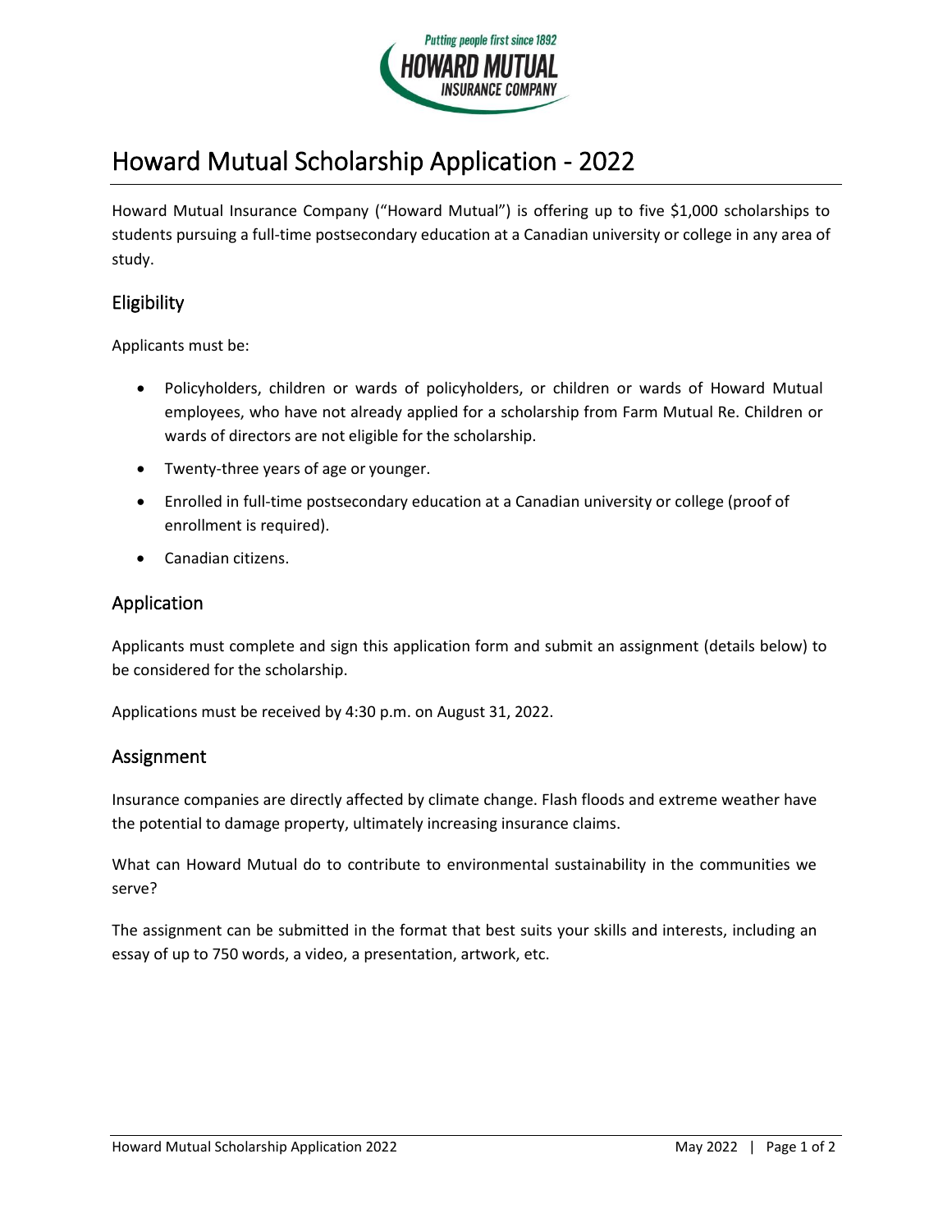# Howard Mutual Scholarship Application - 2022

Howard Mutual Insurance Company ("Howard Mutual") is offering up to five $1,000 scholarships to students pursuing a full-time postsecondary education at a Canadian university or college in any area of study.

## Eligibility

Applicants must be:

- Policyholders, children or wards of policyholders, or children or wards of Howard Mutual employees, who have not already applied for a scholarship from Farm Mutual Re. Children or wards of directors are not eligible for the scholarship.
- Twenty-three years of age or younger.
- Enrolled in full-time postsecondary education at a Canadian university or college (proof of enrollment is required).
- Canadian citizens.

## Application

Applicants must complete and sign this application form and submit an assignment (details below) to be considered for the scholarship.

Applications must be received by 4:30 p.m. on August 31, 2022.

## Assignment

Insurance companies are directly affected by climate change. Flash floods and extreme weather have the potential to damage property, ultimately increasing insurance claims.

What can Howard Mutual do to contribute to environmental sustainability in the communities we serve?

The assignment can be submitted in the format that best suits your skills and interests, including an essay of up to 750 words, a video, a presentation, artwork, etc.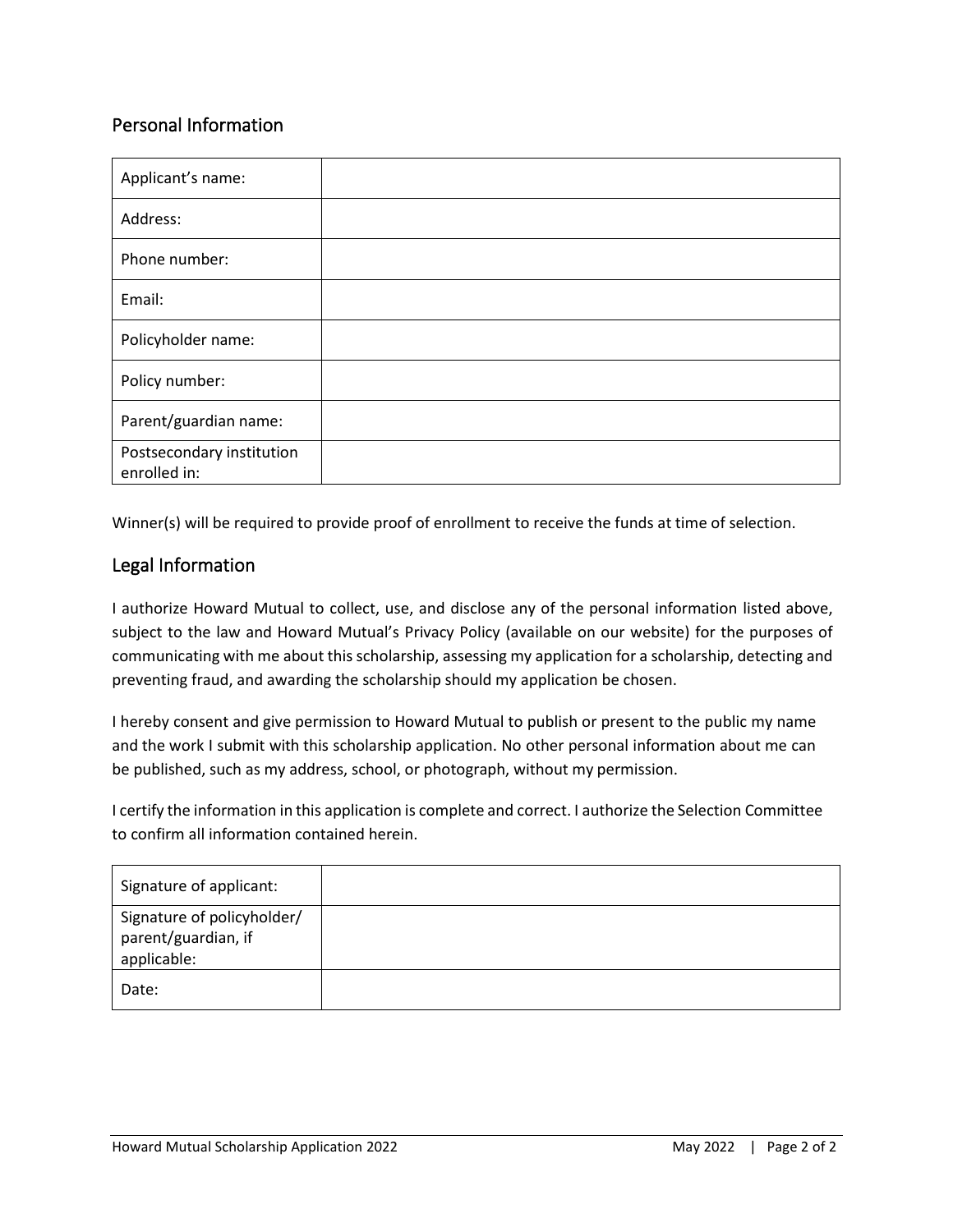## Personal Information

| | |
|---|---|
| Applicant's name: | |
| Address: | |
| Phone number: | |
| Email: | |
| Policyholder name: | |
| Policy number: | |
| Parent/guardian name: | |
| Postsecondary institution enrolled in: | |

Winner(s) will be required to provide proof of enrollment to receive the funds at time of selection.

## Legal Information

I authorize Howard Mutual to collect, use, and disclose any of the personal information listed above, subject to the law and Howard Mutual's Privacy Policy (available on our website) for the purposes of communicating with me about this scholarship, assessing my application for a scholarship, detecting and preventing fraud, and awarding the scholarship should my application be chosen.

I hereby consent and give permission to Howard Mutual to publish or present to the public my name and the work I submit with this scholarship application. No other personal information about me can be published, such as my address, school, or photograph, without my permission.

I certify the information in this application is complete and correct. I authorize the Selection Committee to confirm all information contained herein.

| | |
|---|---|
| Signature of applicant: | |
| Signature of policyholder/ parent/guardian, if applicable: | |
| Date: | |